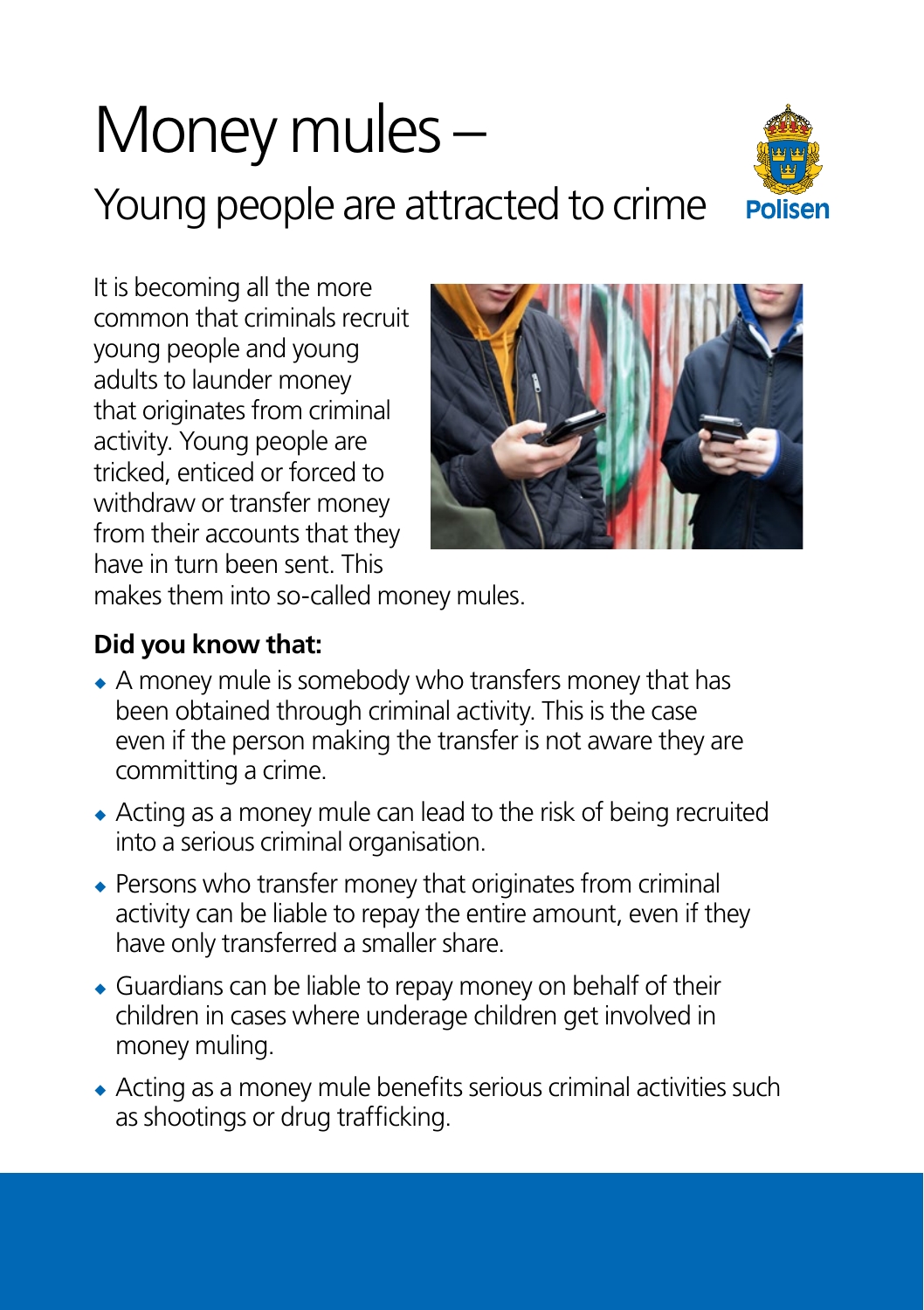# Money mules –

## Young people are attracted to crime

Polisen

It is becoming all the more common that criminals recruit young people and young adults to launder money that originates from criminal activity. Young people are tricked, enticed or forced to withdraw or transfer money from their accounts that they have in turn been sent. This makes them into so-called money mules.

**Did you know that:**

- A money mule is somebody who transfers money that has been obtained through criminal activity. This is the case even if the person making the transfer is not aware they are committing a crime.
- Acting as a money mule can lead to the risk of being recruited into a serious criminal organisation.
- Persons who transfer money that originates from criminal activity can be liable to repay the entire amount, even if they have only transferred a smaller share.
- Guardians can be liable to repay money on behalf of their children in cases where underage children get involved in money muling.
- Acting as a money mule benefits serious criminal activities such as shootings or drug trafficking.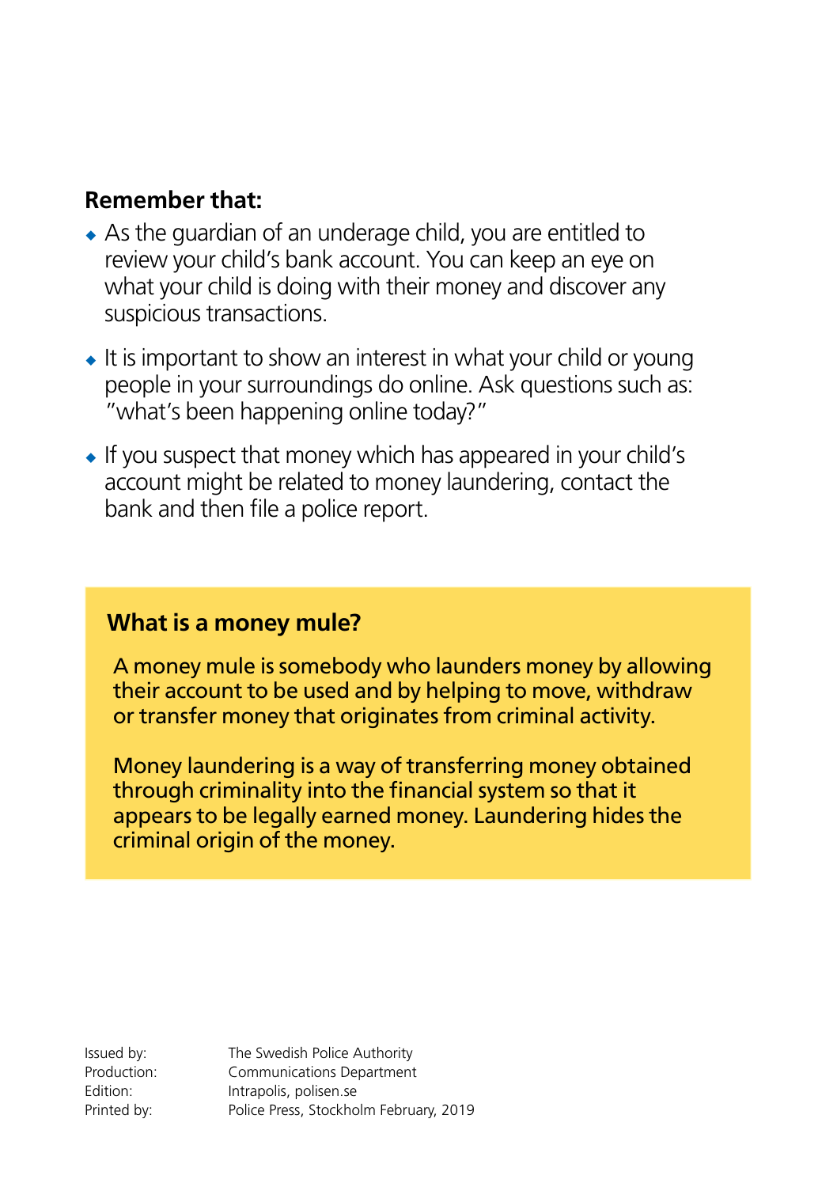**Remember that:**

- As the guardian of an underage child, you are entitled to review your child's bank account. You can keep an eye on what your child is doing with their money and discover any suspicious transactions.
- It is important to show an interest in what your child or young people in your surroundings do online. Ask questions such as: "what's been happening online today?"
- If you suspect that money which has appeared in your child's account might be related to money laundering, contact the bank and then file a police report.

**What is a money mule?**

A money mule is somebody who launders money by allowing their account to be used and by helping to move, withdraw or transfer money that originates from criminal activity.

Money laundering is a way of transferring money obtained through criminality into the financial system so that it appears to be legally earned money. Laundering hides the criminal origin of the money.

| | |
|---|---|
| Issued by: | The Swedish Police Authority |
| Production: | Communications Department |
| Edition: | Intrapolis, polisen.se |
| Printed by: | Police Press, Stockholm February, 2019 |